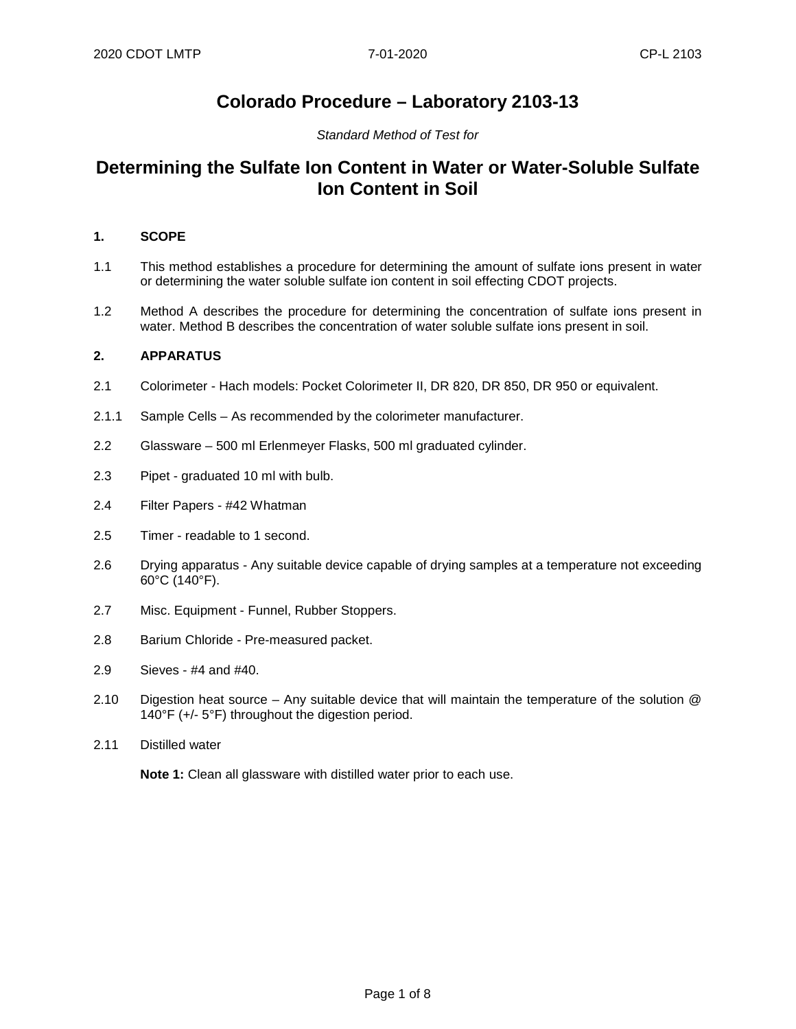# Colorado Procedure – Laboratory 2103-13

*Standard Method of Test for*

# Determining the Sulfate Ion Content in Water or Water-Soluble Sulfate Ion Content in Soil

## 1. SCOPE

1.1 This method establishes a procedure for determining the amount of sulfate ions present in water or determining the water soluble sulfate ion content in soil effecting CDOT projects.

1.2 Method A describes the procedure for determining the concentration of sulfate ions present in water. Method B describes the concentration of water soluble sulfate ions present in soil.

## 2. APPARATUS

2.1 Colorimeter - Hach models: Pocket Colorimeter II, DR 820, DR 850, DR 950 or equivalent.

2.1.1 Sample Cells – As recommended by the colorimeter manufacturer.

2.2 Glassware – 500 ml Erlenmeyer Flasks, 500 ml graduated cylinder.

2.3 Pipet - graduated 10 ml with bulb.

2.4 Filter Papers - #42 Whatman

2.5 Timer - readable to 1 second.

2.6 Drying apparatus - Any suitable device capable of drying samples at a temperature not exceeding 60°C (140°F).

2.7 Misc. Equipment - Funnel, Rubber Stoppers.

2.8 Barium Chloride - Pre-measured packet.

2.9 Sieves - #4 and #40.

2.10 Digestion heat source – Any suitable device that will maintain the temperature of the solution @ 140°F (+/- 5°F) throughout the digestion period.

2.11 Distilled water

**Note 1:** Clean all glassware with distilled water prior to each use.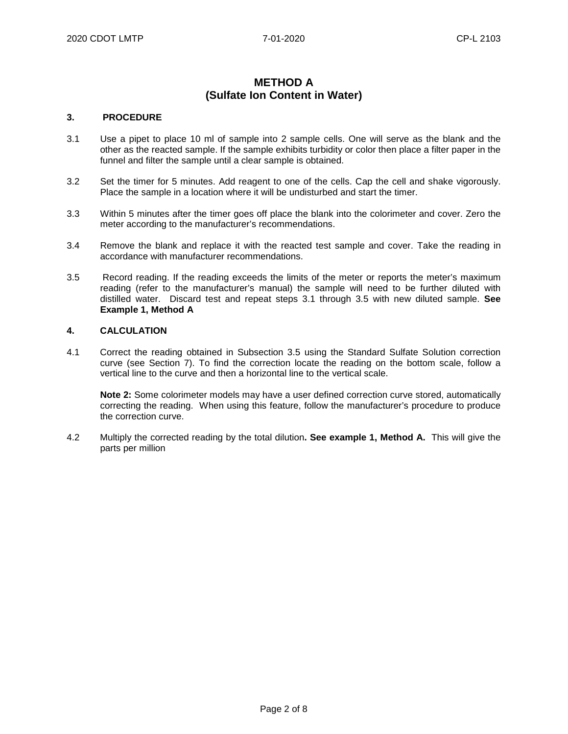# METHOD A
## (Sulfate Ion Content in Water)

### 3. PROCEDURE

3.1 Use a pipet to place 10 ml of sample into 2 sample cells. One will serve as the blank and the other as the reacted sample. If the sample exhibits turbidity or color then place a filter paper in the funnel and filter the sample until a clear sample is obtained.

3.2 Set the timer for 5 minutes. Add reagent to one of the cells. Cap the cell and shake vigorously. Place the sample in a location where it will be undisturbed and start the timer.

3.3 Within 5 minutes after the timer goes off place the blank into the colorimeter and cover. Zero the meter according to the manufacturer's recommendations.

3.4 Remove the blank and replace it with the reacted test sample and cover. Take the reading in accordance with manufacturer recommendations.

3.5 Record reading. If the reading exceeds the limits of the meter or reports the meter's maximum reading (refer to the manufacturer's manual) the sample will need to be further diluted with distilled water. Discard test and repeat steps 3.1 through 3.5 with new diluted sample. **See Example 1, Method A**

### 4. CALCULATION

4.1 Correct the reading obtained in Subsection 3.5 using the Standard Sulfate Solution correction curve (see Section 7). To find the correction locate the reading on the bottom scale, follow a vertical line to the curve and then a horizontal line to the vertical scale.

**Note 2:** Some colorimeter models may have a user defined correction curve stored, automatically correcting the reading. When using this feature, follow the manufacturer's procedure to produce the correction curve.

4.2 Multiply the corrected reading by the total dilution**. See example 1, Method A.** This will give the parts per million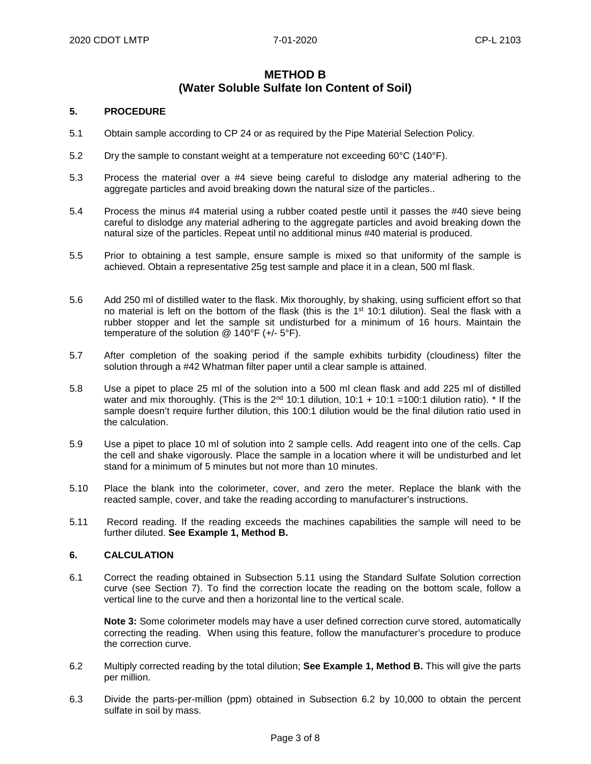# METHOD B
## (Water Soluble Sulfate Ion Content of Soil)

### 5. PROCEDURE

5.1 Obtain sample according to CP 24 or as required by the Pipe Material Selection Policy.

5.2 Dry the sample to constant weight at a temperature not exceeding 60°C (140°F).

5.3 Process the material over a #4 sieve being careful to dislodge any material adhering to the aggregate particles and avoid breaking down the natural size of the particles..

5.4 Process the minus #4 material using a rubber coated pestle until it passes the #40 sieve being careful to dislodge any material adhering to the aggregate particles and avoid breaking down the natural size of the particles. Repeat until no additional minus #40 material is produced.

5.5 Prior to obtaining a test sample, ensure sample is mixed so that uniformity of the sample is achieved. Obtain a representative 25g test sample and place it in a clean, 500 ml flask.

5.6 Add 250 ml of distilled water to the flask. Mix thoroughly, by shaking, using sufficient effort so that no material is left on the bottom of the flask (this is the 1st 10:1 dilution). Seal the flask with a rubber stopper and let the sample sit undisturbed for a minimum of 16 hours. Maintain the temperature of the solution @ 140°F (+/- 5°F).

5.7 After completion of the soaking period if the sample exhibits turbidity (cloudiness) filter the solution through a #42 Whatman filter paper until a clear sample is attained.

5.8 Use a pipet to place 25 ml of the solution into a 500 ml clean flask and add 225 ml of distilled water and mix thoroughly. (This is the 2nd 10:1 dilution, 10:1 + 10:1 =100:1 dilution ratio). * If the sample doesn't require further dilution, this 100:1 dilution would be the final dilution ratio used in the calculation.

5.9 Use a pipet to place 10 ml of solution into 2 sample cells. Add reagent into one of the cells. Cap the cell and shake vigorously. Place the sample in a location where it will be undisturbed and let stand for a minimum of 5 minutes but not more than 10 minutes.

5.10 Place the blank into the colorimeter, cover, and zero the meter. Replace the blank with the reacted sample, cover, and take the reading according to manufacturer's instructions.

5.11 Record reading. If the reading exceeds the machines capabilities the sample will need to be further diluted. **See Example 1, Method B.**

### 6. CALCULATION

6.1 Correct the reading obtained in Subsection 5.11 using the Standard Sulfate Solution correction curve (see Section 7). To find the correction locate the reading on the bottom scale, follow a vertical line to the curve and then a horizontal line to the vertical scale.

**Note 3:** Some colorimeter models may have a user defined correction curve stored, automatically correcting the reading. When using this feature, follow the manufacturer's procedure to produce the correction curve.

6.2 Multiply corrected reading by the total dilution; **See Example 1, Method B.** This will give the parts per million.

6.3 Divide the parts-per-million (ppm) obtained in Subsection 6.2 by 10,000 to obtain the percent sulfate in soil by mass.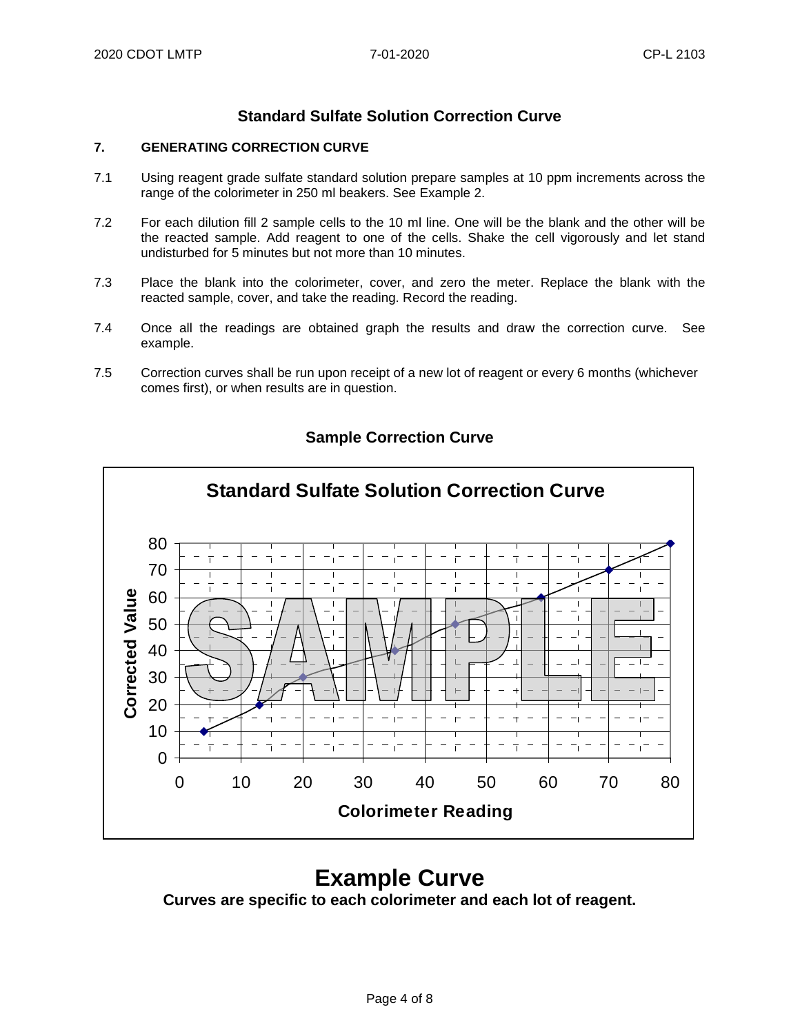## Standard Sulfate Solution Correction Curve

### 7. GENERATING CORRECTION CURVE

7.1 Using reagent grade sulfate standard solution prepare samples at 10 ppm increments across the range of the colorimeter in 250 ml beakers. See Example 2.

7.2 For each dilution fill 2 sample cells to the 10 ml line. One will be the blank and the other will be the reacted sample. Add reagent to one of the cells. Shake the cell vigorously and let stand undisturbed for 5 minutes but not more than 10 minutes.

7.3 Place the blank into the colorimeter, cover, and zero the meter. Replace the blank with the reacted sample, cover, and take the reading. Record the reading.

7.4 Once all the readings are obtained graph the results and draw the correction curve. See example.

7.5 Correction curves shall be run upon receipt of a new lot of reagent or every 6 months (whichever comes first), or when results are in question.

**Sample Correction Curve**

**Standard Sulfate Solution Correction Curve**

Corrected Value vs. Colorimeter Reading

SAMPLE

# Example Curve

**Curves are specific to each colorimeter and each lot of reagent.**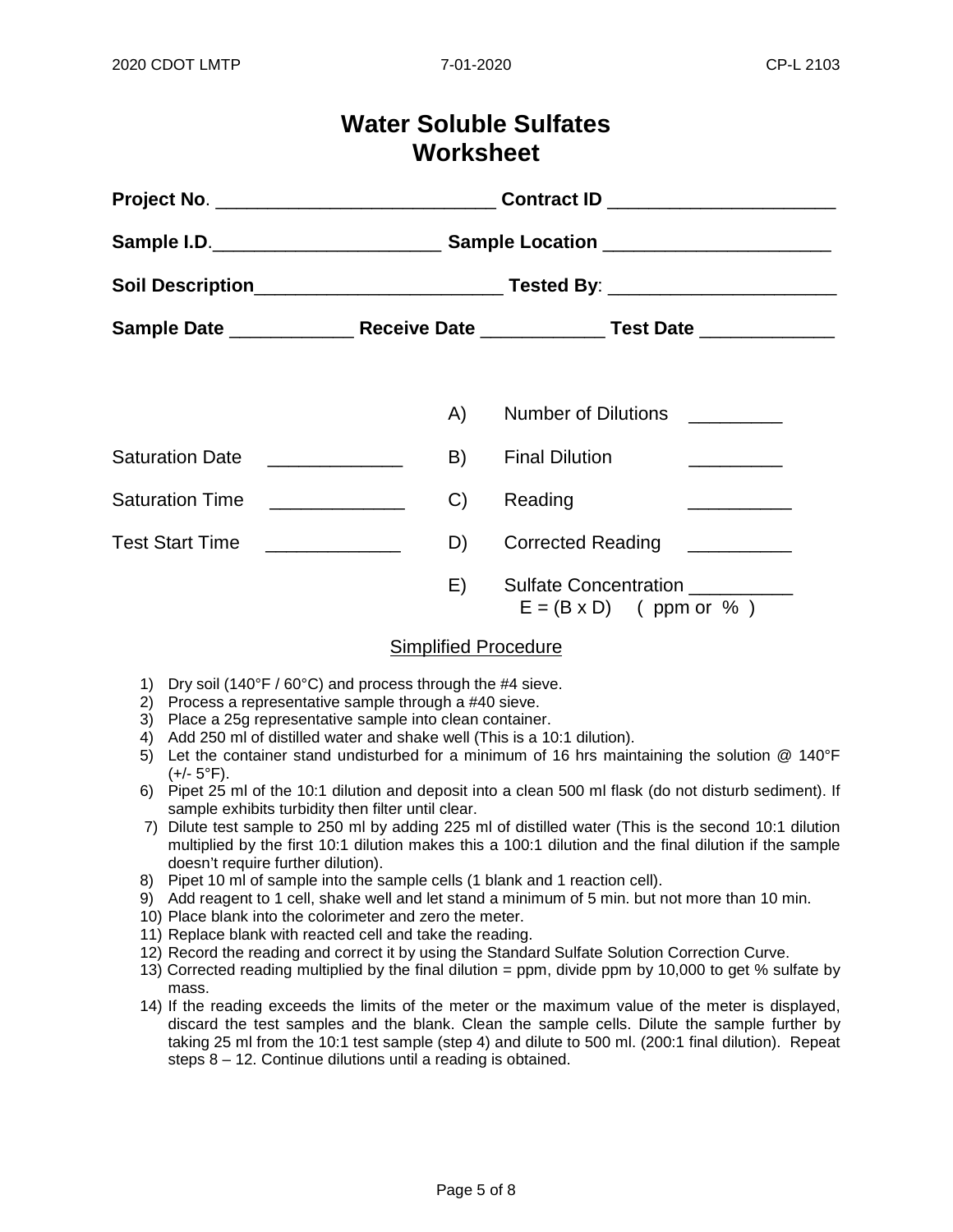# Water Soluble Sulfates Worksheet

**Project No**. ___________________________ **Contract ID** ______________________

**Sample I.D**.______________________ **Sample Location** ______________________

**Soil Description**________________________ **Tested By**: ______________________

**Sample Date** ____________ **Receive Date** ____________ **Test Date** _____________

| | | | | |
|---|---|---|---|---|
| | | A) | Number of Dilutions | _________ |
| Saturation Date | _____________ | B) | Final Dilution | _________ |
| Saturation Time | _____________ | C) | Reading | __________ |
| Test Start Time | _____________ | D) | Corrected Reading | __________ |
| | | E) | Sulfate Concentration<br>E = (B x D) ( ppm or % ) | __________ |

## Simplified Procedure

1) Dry soil (140°F / 60°C) and process through the #4 sieve.
2) Process a representative sample through a #40 sieve.
3) Place a 25g representative sample into clean container.
4) Add 250 ml of distilled water and shake well (This is a 10:1 dilution).
5) Let the container stand undisturbed for a minimum of 16 hrs maintaining the solution @ 140°F (+/- 5°F).
6) Pipet 25 ml of the 10:1 dilution and deposit into a clean 500 ml flask (do not disturb sediment). If sample exhibits turbidity then filter until clear.
7) Dilute test sample to 250 ml by adding 225 ml of distilled water (This is the second 10:1 dilution multiplied by the first 10:1 dilution makes this a 100:1 dilution and the final dilution if the sample doesn't require further dilution).
8) Pipet 10 ml of sample into the sample cells (1 blank and 1 reaction cell).
9) Add reagent to 1 cell, shake well and let stand a minimum of 5 min. but not more than 10 min.
10) Place blank into the colorimeter and zero the meter.
11) Replace blank with reacted cell and take the reading.
12) Record the reading and correct it by using the Standard Sulfate Solution Correction Curve.
13) Corrected reading multiplied by the final dilution = ppm, divide ppm by 10,000 to get % sulfate by mass.
14) If the reading exceeds the limits of the meter or the maximum value of the meter is displayed, discard the test samples and the blank. Clean the sample cells. Dilute the sample further by taking 25 ml from the 10:1 test sample (step 4) and dilute to 500 ml. (200:1 final dilution). Repeat steps 8 – 12. Continue dilutions until a reading is obtained.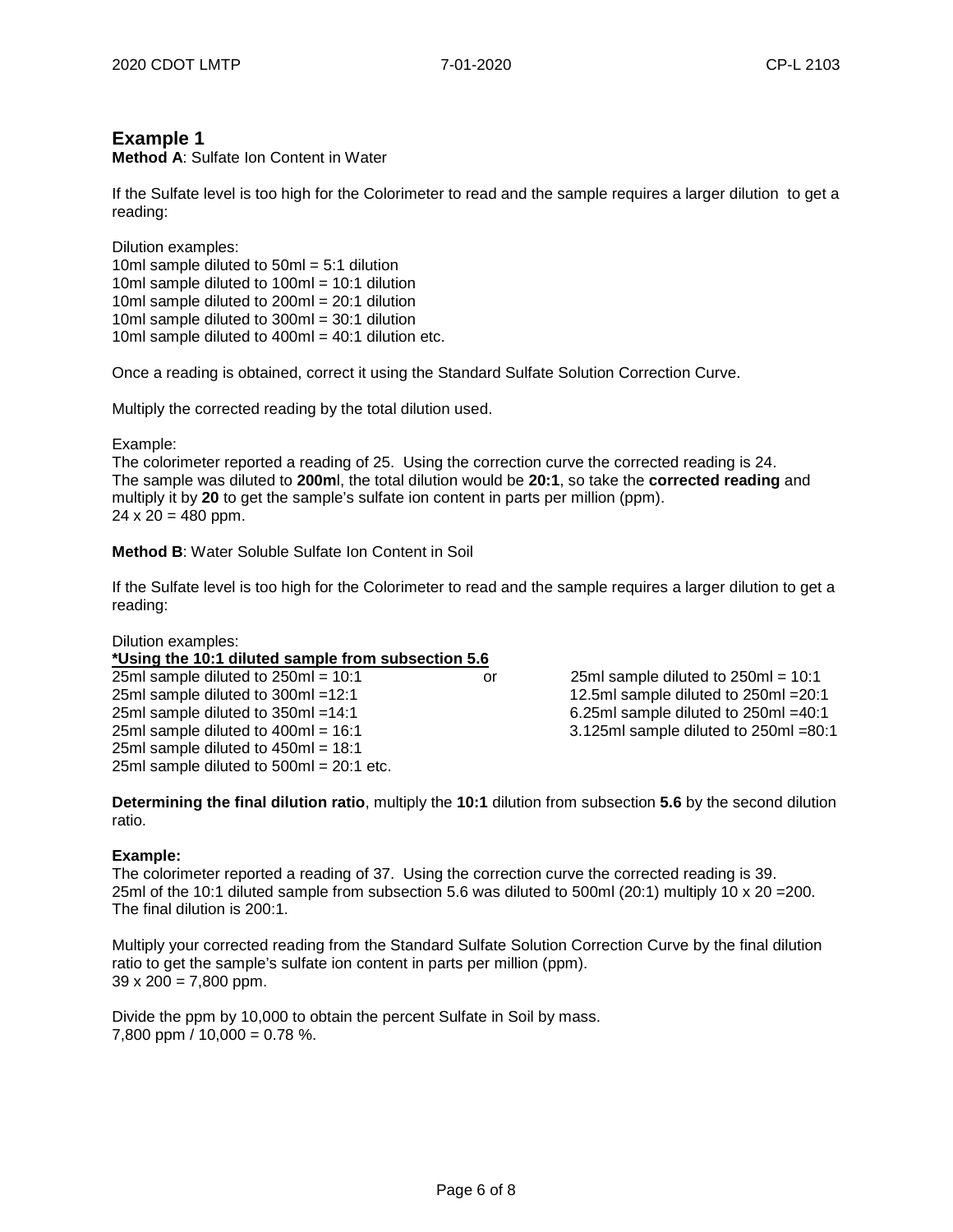## Example 1

**Method A**: Sulfate Ion Content in Water

If the Sulfate level is too high for the Colorimeter to read and the sample requires a larger dilution to get a reading:

Dilution examples:
10ml sample diluted to 50ml = 5:1 dilution
10ml sample diluted to 100ml = 10:1 dilution
10ml sample diluted to 200ml = 20:1 dilution
10ml sample diluted to 300ml = 30:1 dilution
10ml sample diluted to 400ml = 40:1 dilution etc.

Once a reading is obtained, correct it using the Standard Sulfate Solution Correction Curve.

Multiply the corrected reading by the total dilution used.

Example:
The colorimeter reported a reading of 25. Using the correction curve the corrected reading is 24.
The sample was diluted to **200m**l, the total dilution would be **20:1**, so take the **corrected reading** and multiply it by **20** to get the sample's sulfate ion content in parts per million (ppm).
24 x 20 = 480 ppm.

**Method B**: Water Soluble Sulfate Ion Content in Soil

If the Sulfate level is too high for the Colorimeter to read and the sample requires a larger dilution to get a reading:

Dilution examples:
**\*Using the 10:1 diluted sample from subsection 5.6**

25ml sample diluted to 250ml = 10:1
25ml sample diluted to 300ml =12:1
25ml sample diluted to 350ml =14:1
25ml sample diluted to 400ml = 16:1
25ml sample diluted to 450ml = 18:1
25ml sample diluted to 500ml = 20:1 etc.

or

25ml sample diluted to 250ml = 10:1
12.5ml sample diluted to 250ml =20:1
6.25ml sample diluted to 250ml =40:1
3.125ml sample diluted to 250ml =80:1

**Determining the final dilution ratio**, multiply the **10:1** dilution from subsection **5.6** by the second dilution ratio.

**Example:**
The colorimeter reported a reading of 37. Using the correction curve the corrected reading is 39.
25ml of the 10:1 diluted sample from subsection 5.6 was diluted to 500ml (20:1) multiply 10 x 20 =200.
The final dilution is 200:1.

Multiply your corrected reading from the Standard Sulfate Solution Correction Curve by the final dilution ratio to get the sample's sulfate ion content in parts per million (ppm).
39 x 200 = 7,800 ppm.

Divide the ppm by 10,000 to obtain the percent Sulfate in Soil by mass.
7,800 ppm / 10,000 = 0.78 %.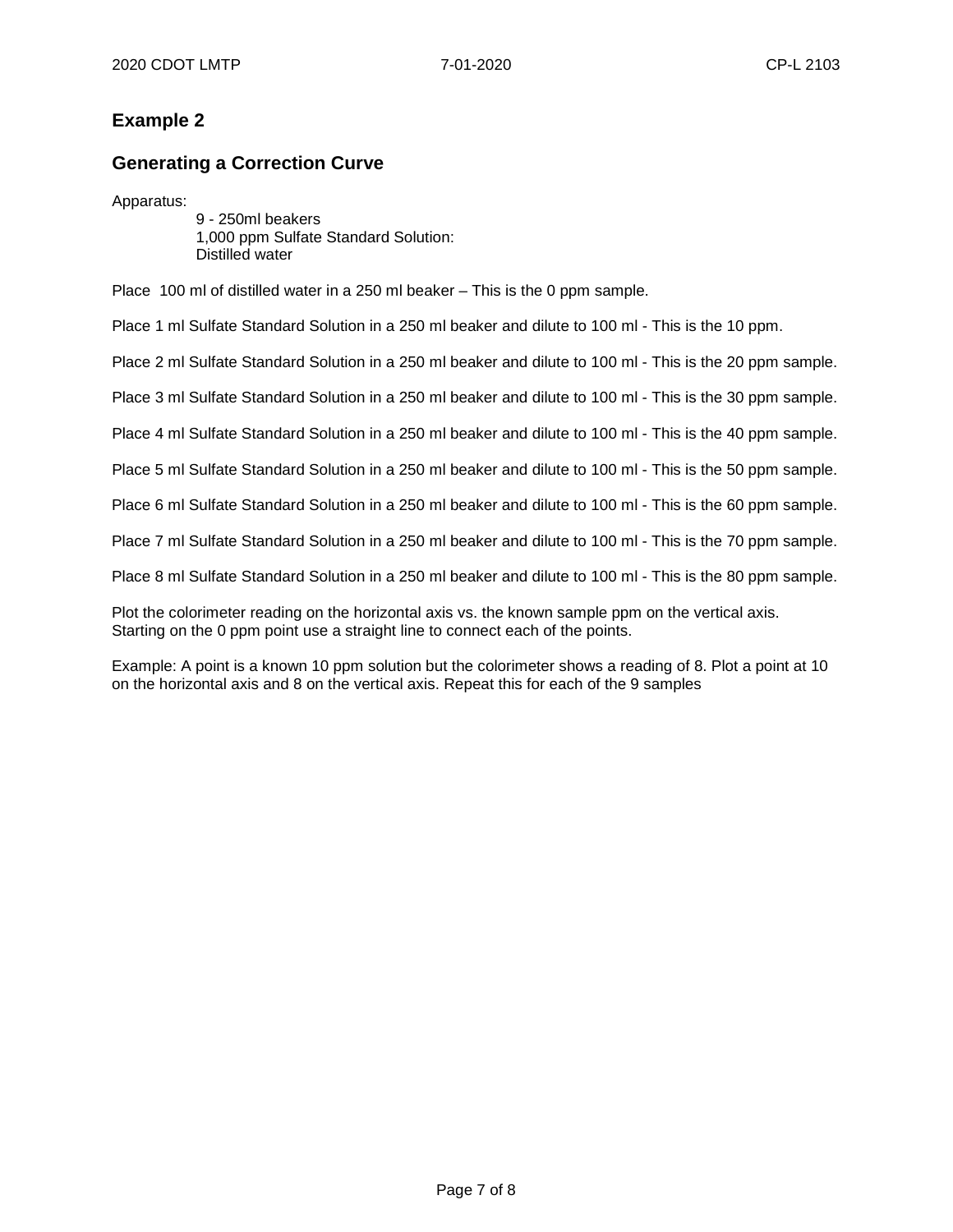## Example 2

### Generating a Correction Curve

Apparatus:

- 9 - 250ml beakers
- 1,000 ppm Sulfate Standard Solution:
- Distilled water

Place 100 ml of distilled water in a 250 ml beaker – This is the 0 ppm sample.

Place 1 ml Sulfate Standard Solution in a 250 ml beaker and dilute to 100 ml - This is the 10 ppm.

Place 2 ml Sulfate Standard Solution in a 250 ml beaker and dilute to 100 ml - This is the 20 ppm sample.

Place 3 ml Sulfate Standard Solution in a 250 ml beaker and dilute to 100 ml - This is the 30 ppm sample.

Place 4 ml Sulfate Standard Solution in a 250 ml beaker and dilute to 100 ml - This is the 40 ppm sample.

Place 5 ml Sulfate Standard Solution in a 250 ml beaker and dilute to 100 ml - This is the 50 ppm sample.

Place 6 ml Sulfate Standard Solution in a 250 ml beaker and dilute to 100 ml - This is the 60 ppm sample.

Place 7 ml Sulfate Standard Solution in a 250 ml beaker and dilute to 100 ml - This is the 70 ppm sample.

Place 8 ml Sulfate Standard Solution in a 250 ml beaker and dilute to 100 ml - This is the 80 ppm sample.

Plot the colorimeter reading on the horizontal axis vs. the known sample ppm on the vertical axis. Starting on the 0 ppm point use a straight line to connect each of the points.

Example: A point is a known 10 ppm solution but the colorimeter shows a reading of 8. Plot a point at 10 on the horizontal axis and 8 on the vertical axis. Repeat this for each of the 9 samples